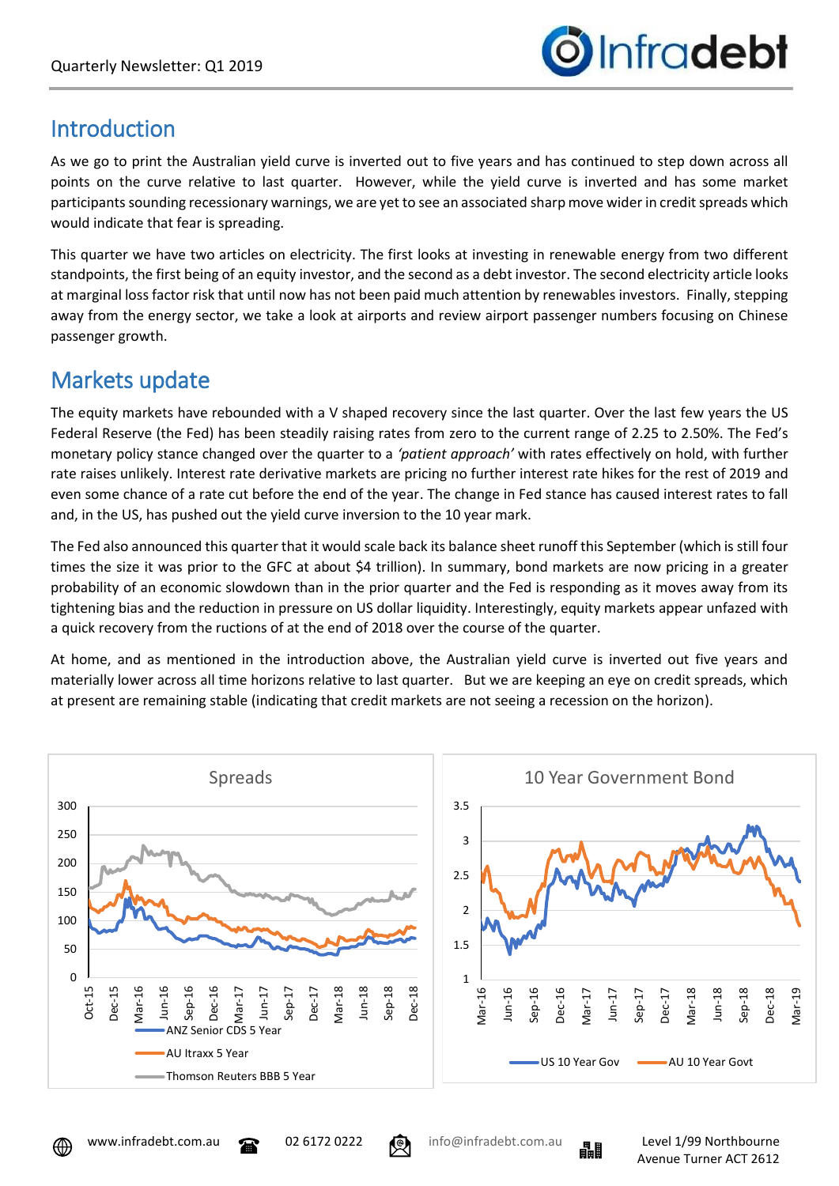Quarterly Newsletter: Q1 2019

## Introduction

As we go to print the Australian yield curve is inverted out to five years and has continued to step down across all points on the curve relative to last quarter. However, while the yield curve is inverted and has some market participants sounding recessionary warnings, we are yet to see an associated sharp move wider in credit spreads which would indicate that fear is spreading.

This quarter we have two articles on electricity. The first looks at investing in renewable energy from two different standpoints, the first being of an equity investor, and the second as a debt investor. The second electricity article looks at marginal loss factor risk that until now has not been paid much attention by renewables investors. Finally, stepping away from the energy sector, we take a look at airports and review airport passenger numbers focusing on Chinese passenger growth.

## Markets update

The equity markets have rebounded with a V shaped recovery since the last quarter. Over the last few years the US Federal Reserve (the Fed) has been steadily raising rates from zero to the current range of 2.25 to 2.50%. The Fed's monetary policy stance changed over the quarter to a *'patient approach'* with rates effectively on hold, with further rate raises unlikely. Interest rate derivative markets are pricing no further interest rate hikes for the rest of 2019 and even some chance of a rate cut before the end of the year. The change in Fed stance has caused interest rates to fall and, in the US, has pushed out the yield curve inversion to the 10 year mark.

The Fed also announced this quarter that it would scale back its balance sheet runoff this September (which is still four times the size it was prior to the GFC at about $4 trillion). In summary, bond markets are now pricing in a greater probability of an economic slowdown than in the prior quarter and the Fed is responding as it moves away from its tightening bias and the reduction in pressure on US dollar liquidity. Interestingly, equity markets appear unfazed with a quick recovery from the ructions of at the end of 2018 over the course of the quarter.

At home, and as mentioned in the introduction above, the Australian yield curve is inverted out five years and materially lower across all time horizons relative to last quarter. But we are keeping an eye on credit spreads, which at present are remaining stable (indicating that credit markets are not seeing a recession on the horizon).

**Spreads** (chart: ANZ Senior CDS 5 Year; AU Itraxx 5 Year; Thomson Reuters BBB 5 Year; Oct-15 to Dec-18)

**10 Year Government Bond** (chart: US 10 Year Gov; AU 10 Year Govt; Mar-16 to Mar-19)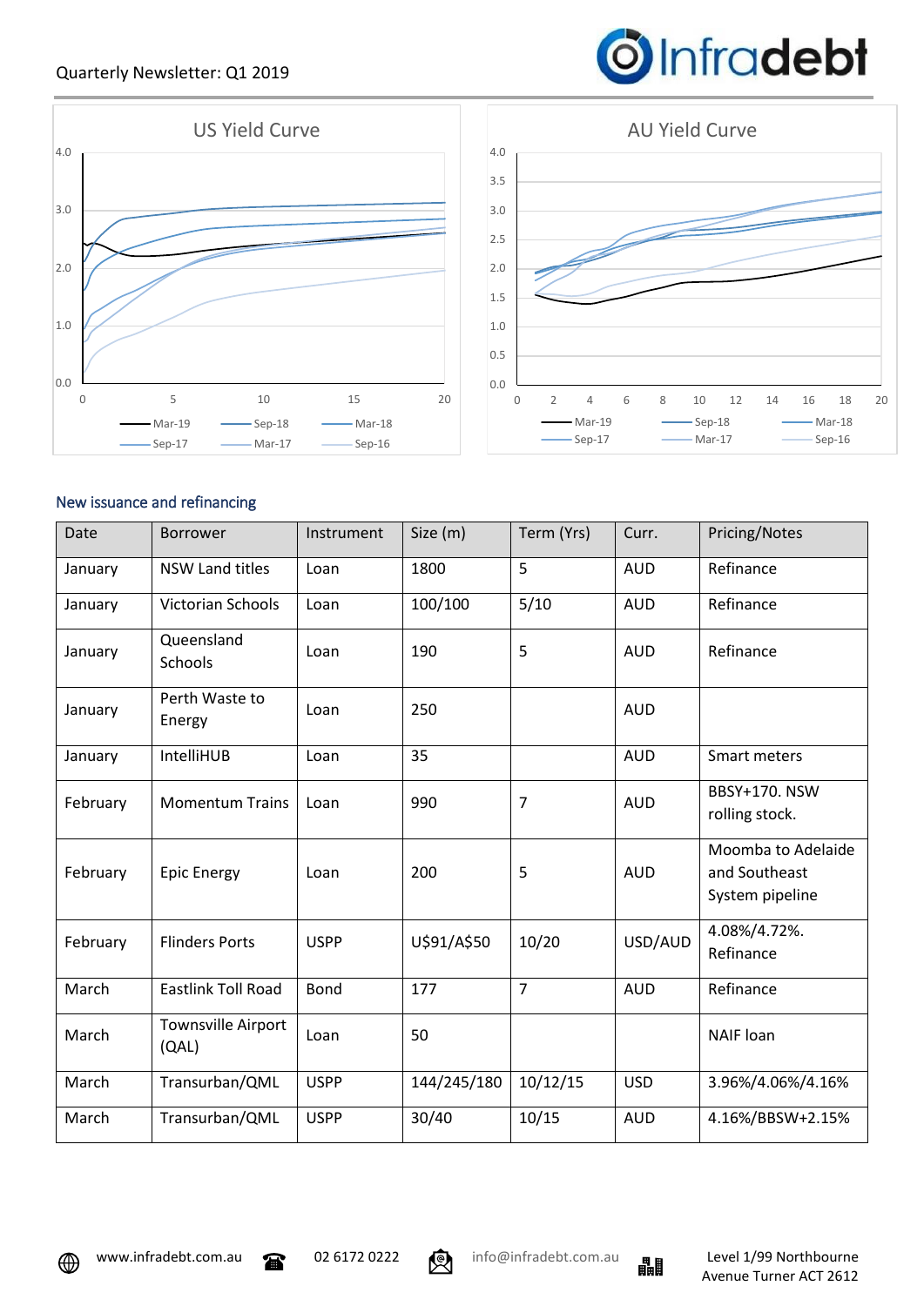US Yield Curve

AU Yield Curve

## New issuance and refinancing

| Date | Borrower | Instrument | Size (m) | Term (Yrs) | Curr. | Pricing/Notes |
|---|---|---|---|---|---|---|
| January | NSW Land titles | Loan | 1800 | 5 | AUD | Refinance |
| January | Victorian Schools | Loan | 100/100 | 5/10 | AUD | Refinance |
| January | Queensland Schools | Loan | 190 | 5 | AUD | Refinance |
| January | Perth Waste to Energy | Loan | 250 | | AUD | |
| January | IntelliHUB | Loan | 35 | | AUD | Smart meters |
| February | Momentum Trains | Loan | 990 | 7 | AUD | BBSY+170. NSW rolling stock. |
| February | Epic Energy | Loan | 200 | 5 | AUD | Moomba to Adelaide and Southeast System pipeline |
| February | Flinders Ports | USPP | U$91/A$50 | 10/20 | USD/AUD | 4.08%/4.72%. Refinance |
| March | Eastlink Toll Road | Bond | 177 | 7 | AUD | Refinance |
| March | Townsville Airport (QAL) | Loan | 50 | | | NAIF loan |
| March | Transurban/QML | USPP | 144/245/180 | 10/12/15 | USD | 3.96%/4.06%/4.16% |
| March | Transurban/QML | USPP | 30/40 | 10/15 | AUD | 4.16%/BBSW+2.15% |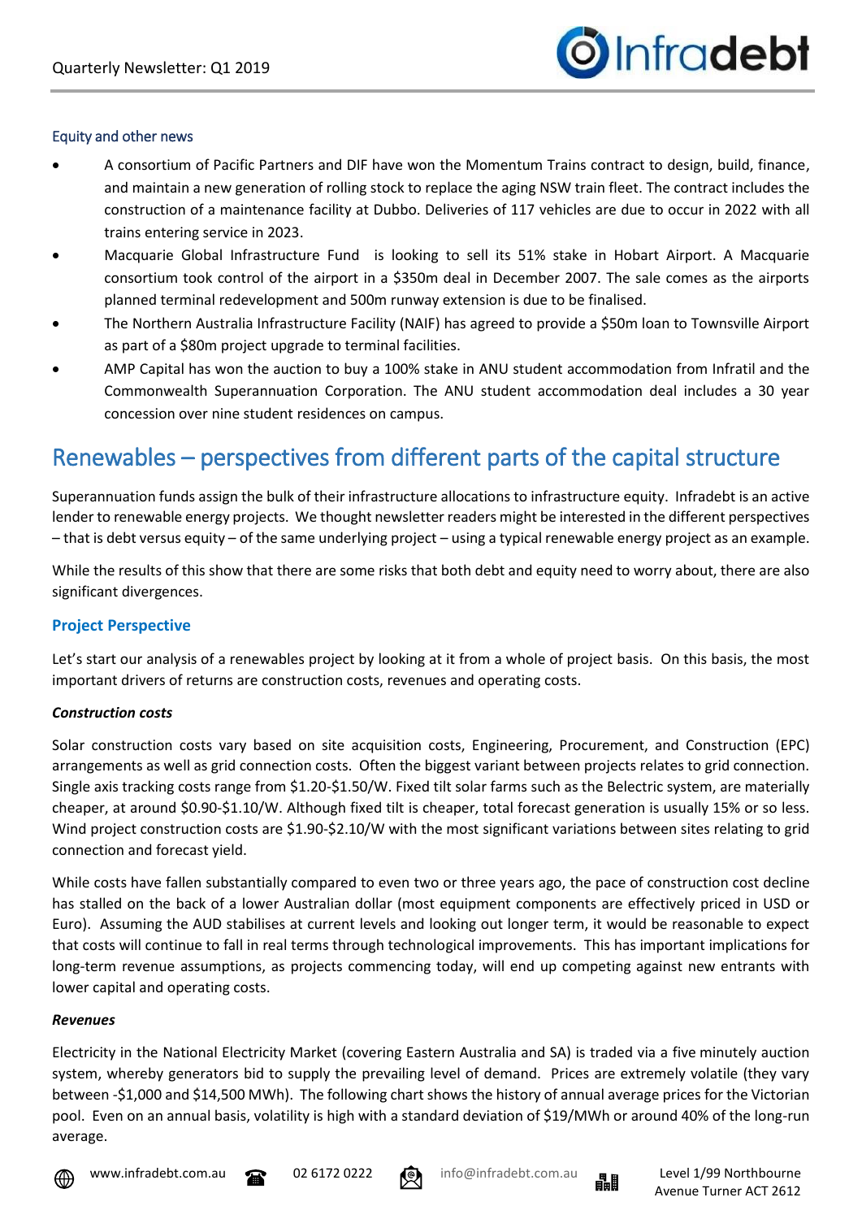### Equity and other news

- A consortium of Pacific Partners and DIF have won the Momentum Trains contract to design, build, finance, and maintain a new generation of rolling stock to replace the aging NSW train fleet. The contract includes the construction of a maintenance facility at Dubbo. Deliveries of 117 vehicles are due to occur in 2022 with all trains entering service in 2023.
- Macquarie Global Infrastructure Fund is looking to sell its 51% stake in Hobart Airport. A Macquarie consortium took control of the airport in a $350m deal in December 2007. The sale comes as the airports planned terminal redevelopment and 500m runway extension is due to be finalised.
- The Northern Australia Infrastructure Facility (NAIF) has agreed to provide a $50m loan to Townsville Airport as part of a $80m project upgrade to terminal facilities.
- AMP Capital has won the auction to buy a 100% stake in ANU student accommodation from Infratil and the Commonwealth Superannuation Corporation. The ANU student accommodation deal includes a 30 year concession over nine student residences on campus.

# Renewables – perspectives from different parts of the capital structure

Superannuation funds assign the bulk of their infrastructure allocations to infrastructure equity. Infradebt is an active lender to renewable energy projects. We thought newsletter readers might be interested in the different perspectives – that is debt versus equity – of the same underlying project – using a typical renewable energy project as an example.

While the results of this show that there are some risks that both debt and equity need to worry about, there are also significant divergences.

### Project Perspective

Let's start our analysis of a renewables project by looking at it from a whole of project basis. On this basis, the most important drivers of returns are construction costs, revenues and operating costs.

#### *Construction costs*

Solar construction costs vary based on site acquisition costs, Engineering, Procurement, and Construction (EPC) arrangements as well as grid connection costs. Often the biggest variant between projects relates to grid connection. Single axis tracking costs range from $1.20-$1.50/W. Fixed tilt solar farms such as the Belectric system, are materially cheaper, at around $0.90-$1.10/W. Although fixed tilt is cheaper, total forecast generation is usually 15% or so less. Wind project construction costs are $1.90-$2.10/W with the most significant variations between sites relating to grid connection and forecast yield.

While costs have fallen substantially compared to even two or three years ago, the pace of construction cost decline has stalled on the back of a lower Australian dollar (most equipment components are effectively priced in USD or Euro). Assuming the AUD stabilises at current levels and looking out longer term, it would be reasonable to expect that costs will continue to fall in real terms through technological improvements. This has important implications for long-term revenue assumptions, as projects commencing today, will end up competing against new entrants with lower capital and operating costs.

#### *Revenues*

Electricity in the National Electricity Market (covering Eastern Australia and SA) is traded via a five minutely auction system, whereby generators bid to supply the prevailing level of demand. Prices are extremely volatile (they vary between -$1,000 and $14,500 MWh). The following chart shows the history of annual average prices for the Victorian pool. Even on an annual basis, volatility is high with a standard deviation of $19/MWh or around 40% of the long-run average.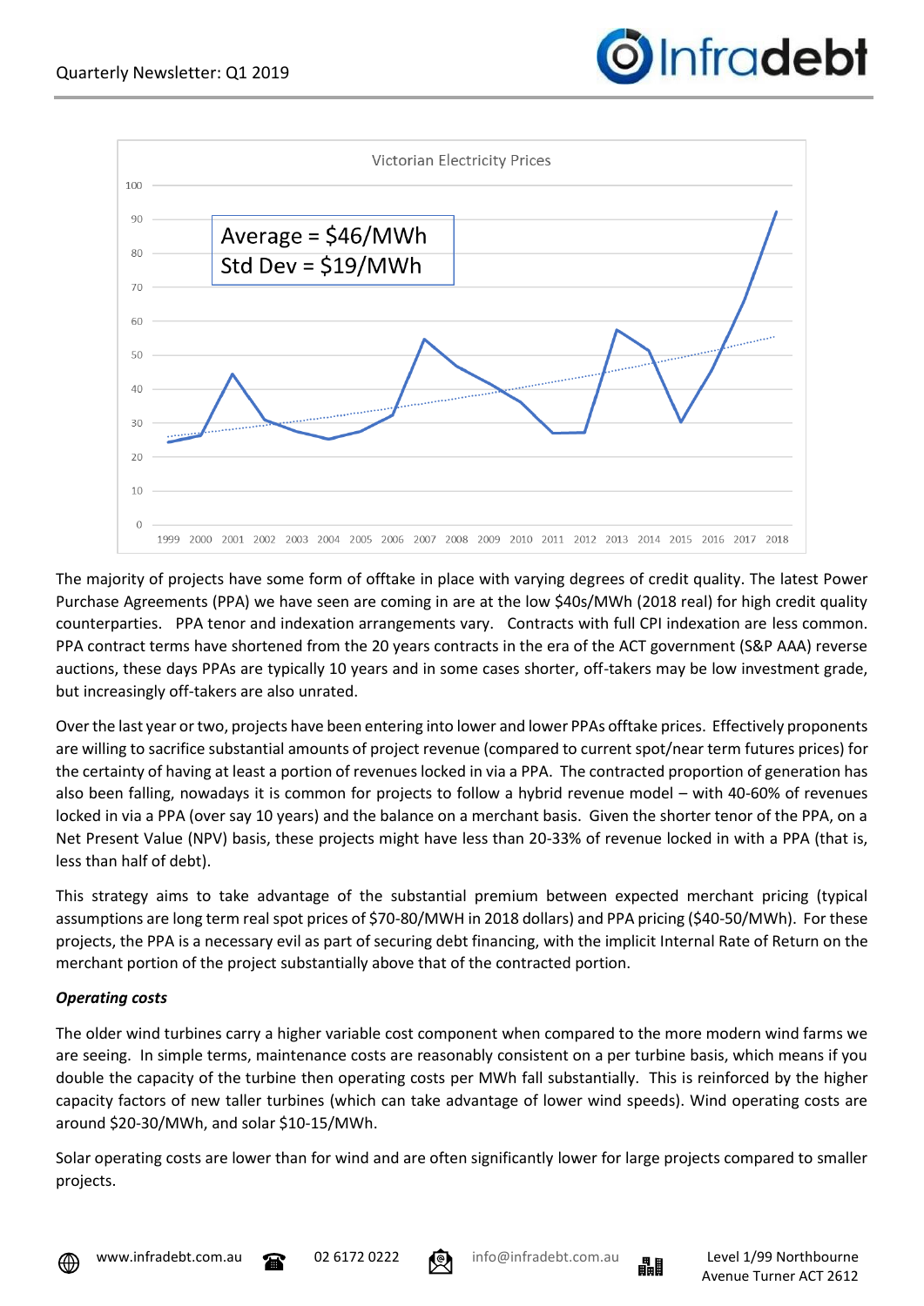Victorian Electricity Prices

Average = $46/MWh
Std Dev = $19/MWh

The majority of projects have some form of offtake in place with varying degrees of credit quality. The latest Power Purchase Agreements (PPA) we have seen are coming in are at the low $40s/MWh (2018 real) for high credit quality counterparties. PPA tenor and indexation arrangements vary. Contracts with full CPI indexation are less common. PPA contract terms have shortened from the 20 years contracts in the era of the ACT government (S&P AAA) reverse auctions, these days PPAs are typically 10 years and in some cases shorter, off-takers may be low investment grade, but increasingly off-takers are also unrated.

Over the last year or two, projects have been entering into lower and lower PPAs offtake prices. Effectively proponents are willing to sacrifice substantial amounts of project revenue (compared to current spot/near term futures prices) for the certainty of having at least a portion of revenues locked in via a PPA. The contracted proportion of generation has also been falling, nowadays it is common for projects to follow a hybrid revenue model – with 40-60% of revenues locked in via a PPA (over say 10 years) and the balance on a merchant basis. Given the shorter tenor of the PPA, on a Net Present Value (NPV) basis, these projects might have less than 20-33% of revenue locked in with a PPA (that is, less than half of debt).

This strategy aims to take advantage of the substantial premium between expected merchant pricing (typical assumptions are long term real spot prices of $70-80/MWH in 2018 dollars) and PPA pricing ($40-50/MWh). For these projects, the PPA is a necessary evil as part of securing debt financing, with the implicit Internal Rate of Return on the merchant portion of the project substantially above that of the contracted portion.

***Operating costs***

The older wind turbines carry a higher variable cost component when compared to the more modern wind farms we are seeing. In simple terms, maintenance costs are reasonably consistent on a per turbine basis, which means if you double the capacity of the turbine then operating costs per MWh fall substantially. This is reinforced by the higher capacity factors of new taller turbines (which can take advantage of lower wind speeds). Wind operating costs are around $20-30/MWh, and solar $10-15/MWh.

Solar operating costs are lower than for wind and are often significantly lower for large projects compared to smaller projects.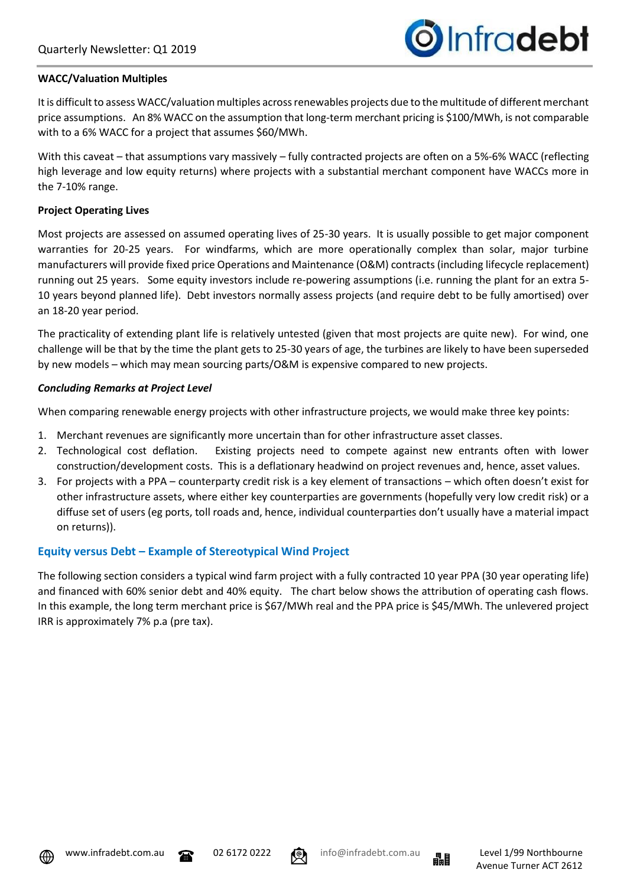**WACC/Valuation Multiples**

It is difficult to assess WACC/valuation multiples across renewables projects due to the multitude of different merchant price assumptions. An 8% WACC on the assumption that long-term merchant pricing is $100/MWh, is not comparable with to a 6% WACC for a project that assumes $60/MWh.

With this caveat – that assumptions vary massively – fully contracted projects are often on a 5%-6% WACC (reflecting high leverage and low equity returns) where projects with a substantial merchant component have WACCs more in the 7-10% range.

**Project Operating Lives**

Most projects are assessed on assumed operating lives of 25-30 years. It is usually possible to get major component warranties for 20-25 years. For windfarms, which are more operationally complex than solar, major turbine manufacturers will provide fixed price Operations and Maintenance (O&M) contracts (including lifecycle replacement) running out 25 years. Some equity investors include re-powering assumptions (i.e. running the plant for an extra 5-10 years beyond planned life). Debt investors normally assess projects (and require debt to be fully amortised) over an 18-20 year period.

The practicality of extending plant life is relatively untested (given that most projects are quite new). For wind, one challenge will be that by the time the plant gets to 25-30 years of age, the turbines are likely to have been superseded by new models – which may mean sourcing parts/O&M is expensive compared to new projects.

***Concluding Remarks at Project Level***

When comparing renewable energy projects with other infrastructure projects, we would make three key points:

1. Merchant revenues are significantly more uncertain than for other infrastructure asset classes.
2. Technological cost deflation. Existing projects need to compete against new entrants often with lower construction/development costs. This is a deflationary headwind on project revenues and, hence, asset values.
3. For projects with a PPA – counterparty credit risk is a key element of transactions – which often doesn't exist for other infrastructure assets, where either key counterparties are governments (hopefully very low credit risk) or a diffuse set of users (eg ports, toll roads and, hence, individual counterparties don't usually have a material impact on returns)).

## Equity versus Debt – Example of Stereotypical Wind Project

The following section considers a typical wind farm project with a fully contracted 10 year PPA (30 year operating life) and financed with 60% senior debt and 40% equity. The chart below shows the attribution of operating cash flows. In this example, the long term merchant price is $67/MWh real and the PPA price is $45/MWh. The unlevered project IRR is approximately 7% p.a (pre tax).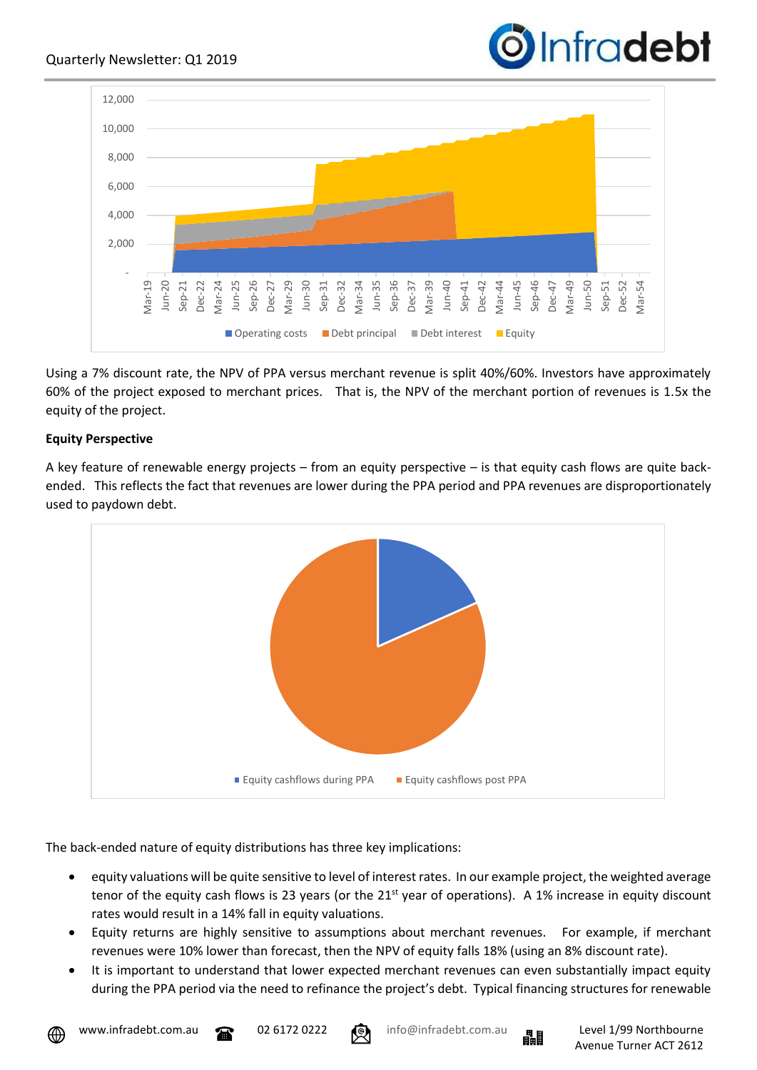Using a 7% discount rate, the NPV of PPA versus merchant revenue is split 40%/60%. Investors have approximately 60% of the project exposed to merchant prices. That is, the NPV of the merchant portion of revenues is 1.5x the equity of the project.

**Equity Perspective**

A key feature of renewable energy projects – from an equity perspective – is that equity cash flows are quite back-ended. This reflects the fact that revenues are lower during the PPA period and PPA revenues are disproportionately used to paydown debt.

The back-ended nature of equity distributions has three key implications:

- equity valuations will be quite sensitive to level of interest rates. In our example project, the weighted average tenor of the equity cash flows is 23 years (or the 21st year of operations). A 1% increase in equity discount rates would result in a 14% fall in equity valuations.
- Equity returns are highly sensitive to assumptions about merchant revenues. For example, if merchant revenues were 10% lower than forecast, then the NPV of equity falls 18% (using an 8% discount rate).
- It is important to understand that lower expected merchant revenues can even substantially impact equity during the PPA period via the need to refinance the project's debt. Typical financing structures for renewable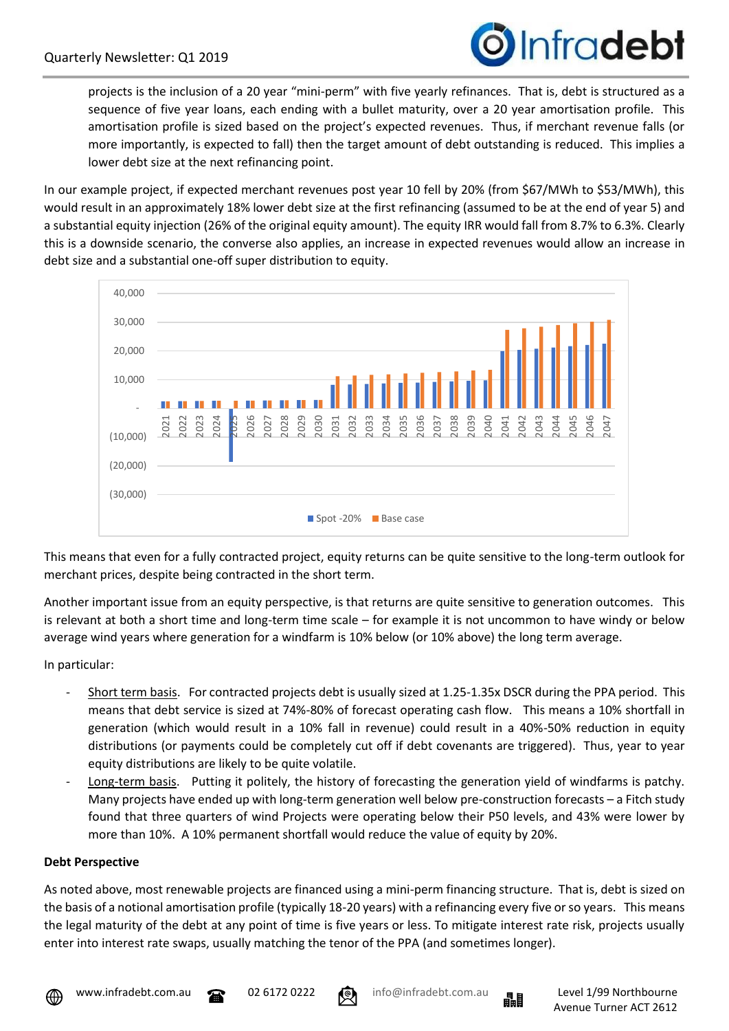projects is the inclusion of a 20 year "mini-perm" with five yearly refinances. That is, debt is structured as a sequence of five year loans, each ending with a bullet maturity, over a 20 year amortisation profile. This amortisation profile is sized based on the project's expected revenues. Thus, if merchant revenue falls (or more importantly, is expected to fall) then the target amount of debt outstanding is reduced. This implies a lower debt size at the next refinancing point.

In our example project, if expected merchant revenues post year 10 fell by 20% (from $67/MWh to $53/MWh), this would result in an approximately 18% lower debt size at the first refinancing (assumed to be at the end of year 5) and a substantial equity injection (26% of the original equity amount). The equity IRR would fall from 8.7% to 6.3%. Clearly this is a downside scenario, the converse also applies, an increase in expected revenues would allow an increase in debt size and a substantial one-off super distribution to equity.

This means that even for a fully contracted project, equity returns can be quite sensitive to the long-term outlook for merchant prices, despite being contracted in the short term.

Another important issue from an equity perspective, is that returns are quite sensitive to generation outcomes. This is relevant at both a short time and long-term time scale – for example it is not uncommon to have windy or below average wind years where generation for a windfarm is 10% below (or 10% above) the long term average.

In particular:

- Short term basis. For contracted projects debt is usually sized at 1.25-1.35x DSCR during the PPA period. This means that debt service is sized at 74%-80% of forecast operating cash flow. This means a 10% shortfall in generation (which would result in a 10% fall in revenue) could result in a 40%-50% reduction in equity distributions (or payments could be completely cut off if debt covenants are triggered). Thus, year to year equity distributions are likely to be quite volatile.
- Long-term basis. Putting it politely, the history of forecasting the generation yield of windfarms is patchy. Many projects have ended up with long-term generation well below pre-construction forecasts – a Fitch study found that three quarters of wind Projects were operating below their P50 levels, and 43% were lower by more than 10%. A 10% permanent shortfall would reduce the value of equity by 20%.

**Debt Perspective**

As noted above, most renewable projects are financed using a mini-perm financing structure. That is, debt is sized on the basis of a notional amortisation profile (typically 18-20 years) with a refinancing every five or so years. This means the legal maturity of the debt at any point of time is five years or less. To mitigate interest rate risk, projects usually enter into interest rate swaps, usually matching the tenor of the PPA (and sometimes longer).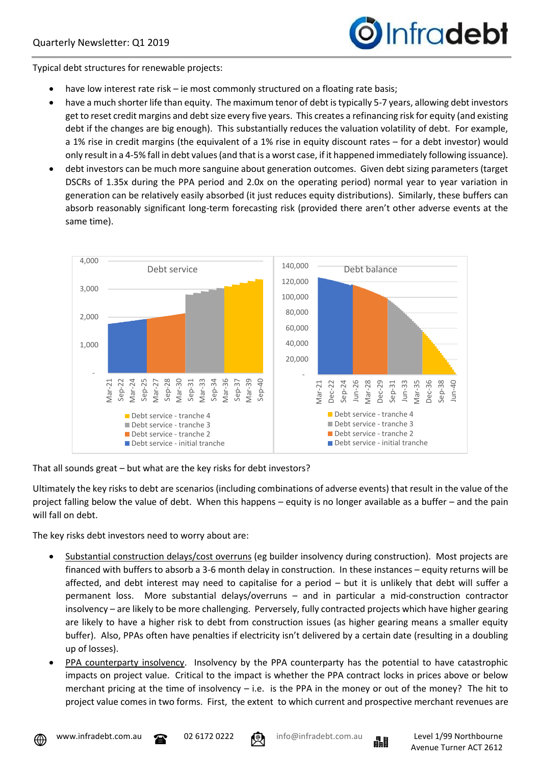Typical debt structures for renewable projects:

- have low interest rate risk – ie most commonly structured on a floating rate basis;
- have a much shorter life than equity. The maximum tenor of debt is typically 5-7 years, allowing debt investors get to reset credit margins and debt size every five years. This creates a refinancing risk for equity (and existing debt if the changes are big enough). This substantially reduces the valuation volatility of debt. For example, a 1% rise in credit margins (the equivalent of a 1% rise in equity discount rates – for a debt investor) would only result in a 4-5% fall in debt values (and that is a worst case, if it happened immediately following issuance).
- debt investors can be much more sanguine about generation outcomes. Given debt sizing parameters (target DSCRs of 1.35x during the PPA period and 2.0x on the operating period) normal year to year variation in generation can be relatively easily absorbed (it just reduces equity distributions). Similarly, these buffers can absorb reasonably significant long-term forecasting risk (provided there aren't other adverse events at the same time).

That all sounds great – but what are the key risks for debt investors?

Ultimately the key risks to debt are scenarios (including combinations of adverse events) that result in the value of the project falling below the value of debt. When this happens – equity is no longer available as a buffer – and the pain will fall on debt.

The key risks debt investors need to worry about are:

- Substantial construction delays/cost overruns (eg builder insolvency during construction). Most projects are financed with buffers to absorb a 3-6 month delay in construction. In these instances – equity returns will be affected, and debt interest may need to capitalise for a period – but it is unlikely that debt will suffer a permanent loss. More substantial delays/overruns – and in particular a mid-construction contractor insolvency – are likely to be more challenging. Perversely, fully contracted projects which have higher gearing are likely to have a higher risk to debt from construction issues (as higher gearing means a smaller equity buffer). Also, PPAs often have penalties if electricity isn't delivered by a certain date (resulting in a doubling up of losses).
- PPA counterparty insolvency. Insolvency by the PPA counterparty has the potential to have catastrophic impacts on project value. Critical to the impact is whether the PPA contract locks in prices above or below merchant pricing at the time of insolvency – i.e. is the PPA in the money or out of the money? The hit to project value comes in two forms. First, the extent to which current and prospective merchant revenues are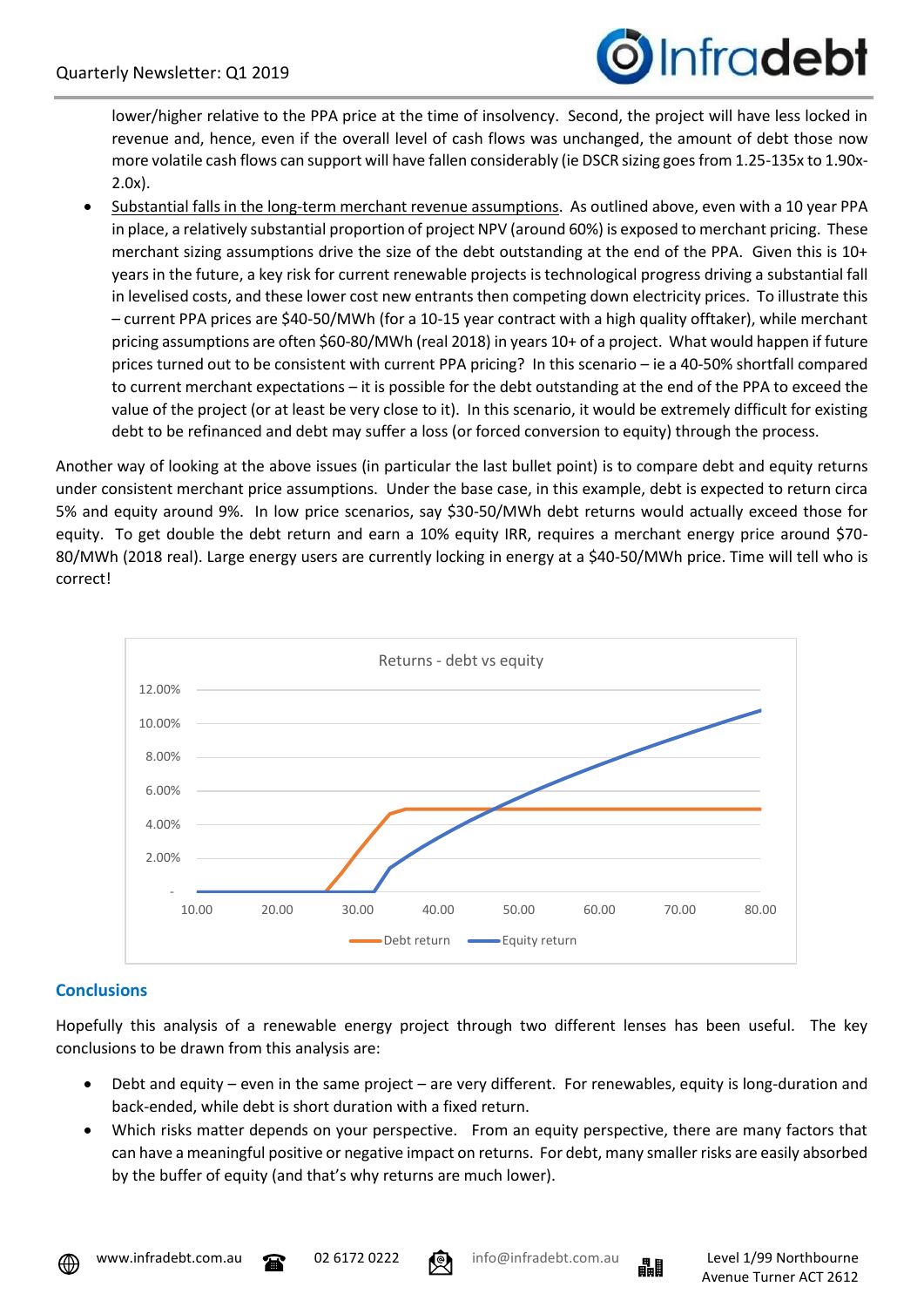lower/higher relative to the PPA price at the time of insolvency. Second, the project will have less locked in revenue and, hence, even if the overall level of cash flows was unchanged, the amount of debt those now more volatile cash flows can support will have fallen considerably (ie DSCR sizing goes from 1.25-135x to 1.90x-2.0x).

- Substantial falls in the long-term merchant revenue assumptions. As outlined above, even with a 10 year PPA in place, a relatively substantial proportion of project NPV (around 60%) is exposed to merchant pricing. These merchant sizing assumptions drive the size of the debt outstanding at the end of the PPA. Given this is 10+ years in the future, a key risk for current renewable projects is technological progress driving a substantial fall in levelised costs, and these lower cost new entrants then competing down electricity prices. To illustrate this – current PPA prices are $40-50/MWh (for a 10-15 year contract with a high quality offtaker), while merchant pricing assumptions are often $60-80/MWh (real 2018) in years 10+ of a project. What would happen if future prices turned out to be consistent with current PPA pricing? In this scenario – ie a 40-50% shortfall compared to current merchant expectations – it is possible for the debt outstanding at the end of the PPA to exceed the value of the project (or at least be very close to it). In this scenario, it would be extremely difficult for existing debt to be refinanced and debt may suffer a loss (or forced conversion to equity) through the process.

Another way of looking at the above issues (in particular the last bullet point) is to compare debt and equity returns under consistent merchant price assumptions. Under the base case, in this example, debt is expected to return circa 5% and equity around 9%. In low price scenarios, say $30-50/MWh debt returns would actually exceed those for equity. To get double the debt return and earn a 10% equity IRR, requires a merchant energy price around $70-80/MWh (2018 real). Large energy users are currently locking in energy at a $40-50/MWh price. Time will tell who is correct!

Returns - debt vs equity

## Conclusions

Hopefully this analysis of a renewable energy project through two different lenses has been useful. The key conclusions to be drawn from this analysis are:

- Debt and equity – even in the same project – are very different. For renewables, equity is long-duration and back-ended, while debt is short duration with a fixed return.
- Which risks matter depends on your perspective. From an equity perspective, there are many factors that can have a meaningful positive or negative impact on returns. For debt, many smaller risks are easily absorbed by the buffer of equity (and that's why returns are much lower).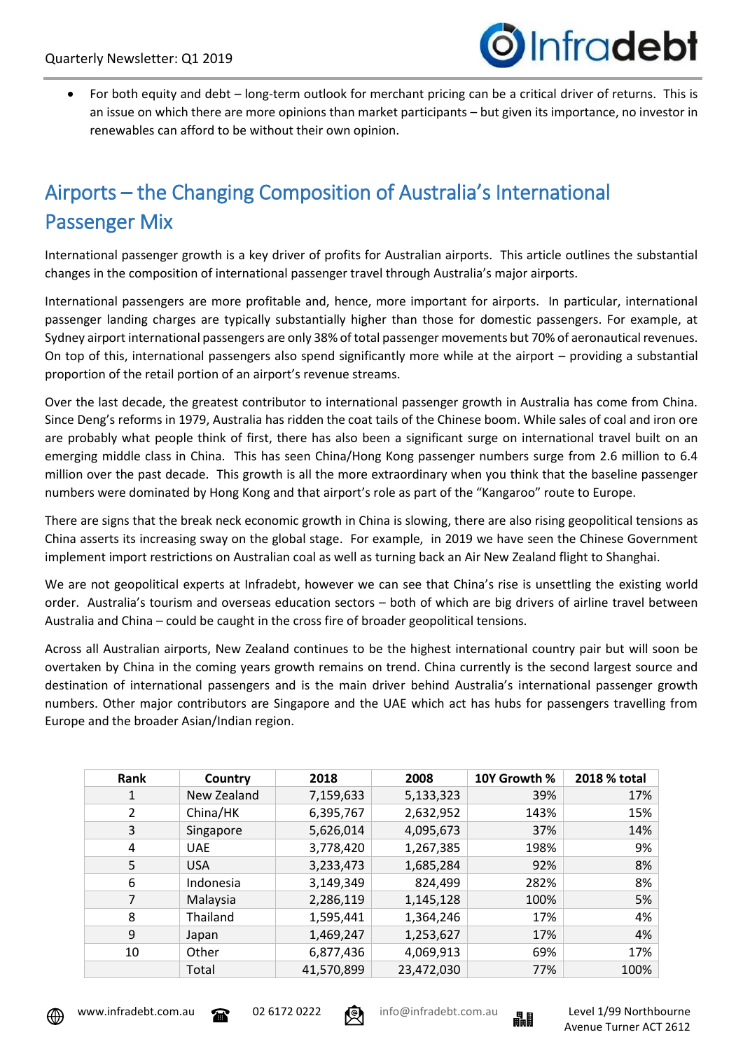- For both equity and debt – long-term outlook for merchant pricing can be a critical driver of returns. This is an issue on which there are more opinions than market participants – but given its importance, no investor in renewables can afford to be without their own opinion.

# Airports – the Changing Composition of Australia's International Passenger Mix

International passenger growth is a key driver of profits for Australian airports. This article outlines the substantial changes in the composition of international passenger travel through Australia's major airports.

International passengers are more profitable and, hence, more important for airports. In particular, international passenger landing charges are typically substantially higher than those for domestic passengers. For example, at Sydney airport international passengers are only 38% of total passenger movements but 70% of aeronautical revenues. On top of this, international passengers also spend significantly more while at the airport – providing a substantial proportion of the retail portion of an airport's revenue streams.

Over the last decade, the greatest contributor to international passenger growth in Australia has come from China. Since Deng's reforms in 1979, Australia has ridden the coat tails of the Chinese boom. While sales of coal and iron ore are probably what people think of first, there has also been a significant surge on international travel built on an emerging middle class in China. This has seen China/Hong Kong passenger numbers surge from 2.6 million to 6.4 million over the past decade. This growth is all the more extraordinary when you think that the baseline passenger numbers were dominated by Hong Kong and that airport's role as part of the "Kangaroo" route to Europe.

There are signs that the break neck economic growth in China is slowing, there are also rising geopolitical tensions as China asserts its increasing sway on the global stage. For example, in 2019 we have seen the Chinese Government implement import restrictions on Australian coal as well as turning back an Air New Zealand flight to Shanghai.

We are not geopolitical experts at Infradebt, however we can see that China's rise is unsettling the existing world order. Australia's tourism and overseas education sectors – both of which are big drivers of airline travel between Australia and China – could be caught in the cross fire of broader geopolitical tensions.

Across all Australian airports, New Zealand continues to be the highest international country pair but will soon be overtaken by China in the coming years growth remains on trend. China currently is the second largest source and destination of international passengers and is the main driver behind Australia's international passenger growth numbers. Other major contributors are Singapore and the UAE which act has hubs for passengers travelling from Europe and the broader Asian/Indian region.

| Rank | Country | 2018 | 2008 | 10Y Growth % | 2018 % total |
|---|---|---|---|---|---|
| 1 | New Zealand | 7,159,633 | 5,133,323 | 39% | 17% |
| 2 | China/HK | 6,395,767 | 2,632,952 | 143% | 15% |
| 3 | Singapore | 5,626,014 | 4,095,673 | 37% | 14% |
| 4 | UAE | 3,778,420 | 1,267,385 | 198% | 9% |
| 5 | USA | 3,233,473 | 1,685,284 | 92% | 8% |
| 6 | Indonesia | 3,149,349 | 824,499 | 282% | 8% |
| 7 | Malaysia | 2,286,119 | 1,145,128 | 100% | 5% |
| 8 | Thailand | 1,595,441 | 1,364,246 | 17% | 4% |
| 9 | Japan | 1,469,247 | 1,253,627 | 17% | 4% |
| 10 | Other | 6,877,436 | 4,069,913 | 69% | 17% |
| | Total | 41,570,899 | 23,472,030 | 77% | 100% |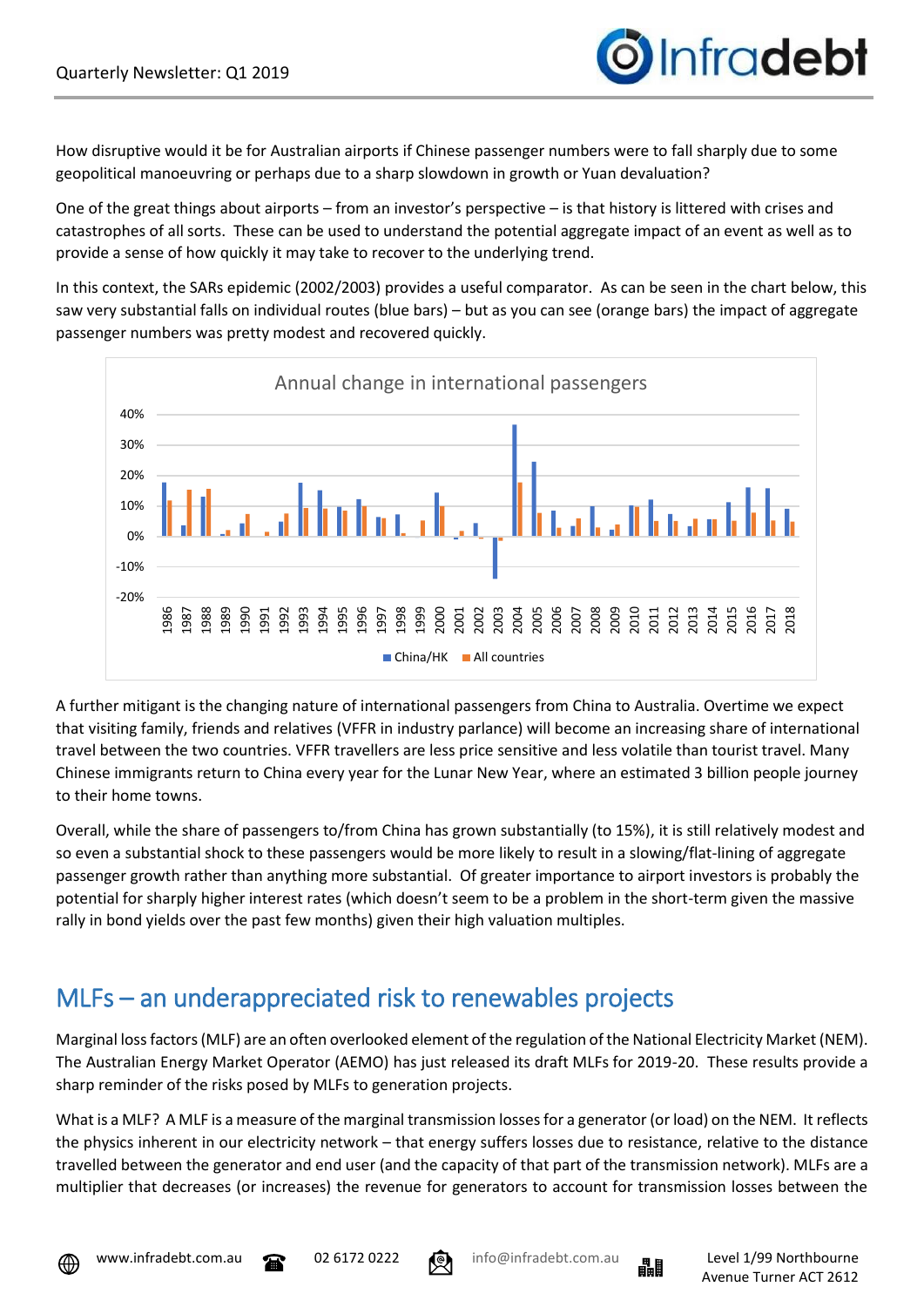How disruptive would it be for Australian airports if Chinese passenger numbers were to fall sharply due to some geopolitical manoeuvring or perhaps due to a sharp slowdown in growth or Yuan devaluation?

One of the great things about airports – from an investor's perspective – is that history is littered with crises and catastrophes of all sorts. These can be used to understand the potential aggregate impact of an event as well as to provide a sense of how quickly it may take to recover to the underlying trend.

In this context, the SARs epidemic (2002/2003) provides a useful comparator. As can be seen in the chart below, this saw very substantial falls on individual routes (blue bars) – but as you can see (orange bars) the impact of aggregate passenger numbers was pretty modest and recovered quickly.

A further mitigant is the changing nature of international passengers from China to Australia. Overtime we expect that visiting family, friends and relatives (VFFR in industry parlance) will become an increasing share of international travel between the two countries. VFFR travellers are less price sensitive and less volatile than tourist travel. Many Chinese immigrants return to China every year for the Lunar New Year, where an estimated 3 billion people journey to their home towns.

Overall, while the share of passengers to/from China has grown substantially (to 15%), it is still relatively modest and so even a substantial shock to these passengers would be more likely to result in a slowing/flat-lining of aggregate passenger growth rather than anything more substantial. Of greater importance to airport investors is probably the potential for sharply higher interest rates (which doesn't seem to be a problem in the short-term given the massive rally in bond yields over the past few months) given their high valuation multiples.

## MLFs – an underappreciated risk to renewables projects

Marginal loss factors (MLF) are an often overlooked element of the regulation of the National Electricity Market (NEM). The Australian Energy Market Operator (AEMO) has just released its draft MLFs for 2019-20. These results provide a sharp reminder of the risks posed by MLFs to generation projects.

What is a MLF? A MLF is a measure of the marginal transmission losses for a generator (or load) on the NEM. It reflects the physics inherent in our electricity network – that energy suffers losses due to resistance, relative to the distance travelled between the generator and end user (and the capacity of that part of the transmission network). MLFs are a multiplier that decreases (or increases) the revenue for generators to account for transmission losses between the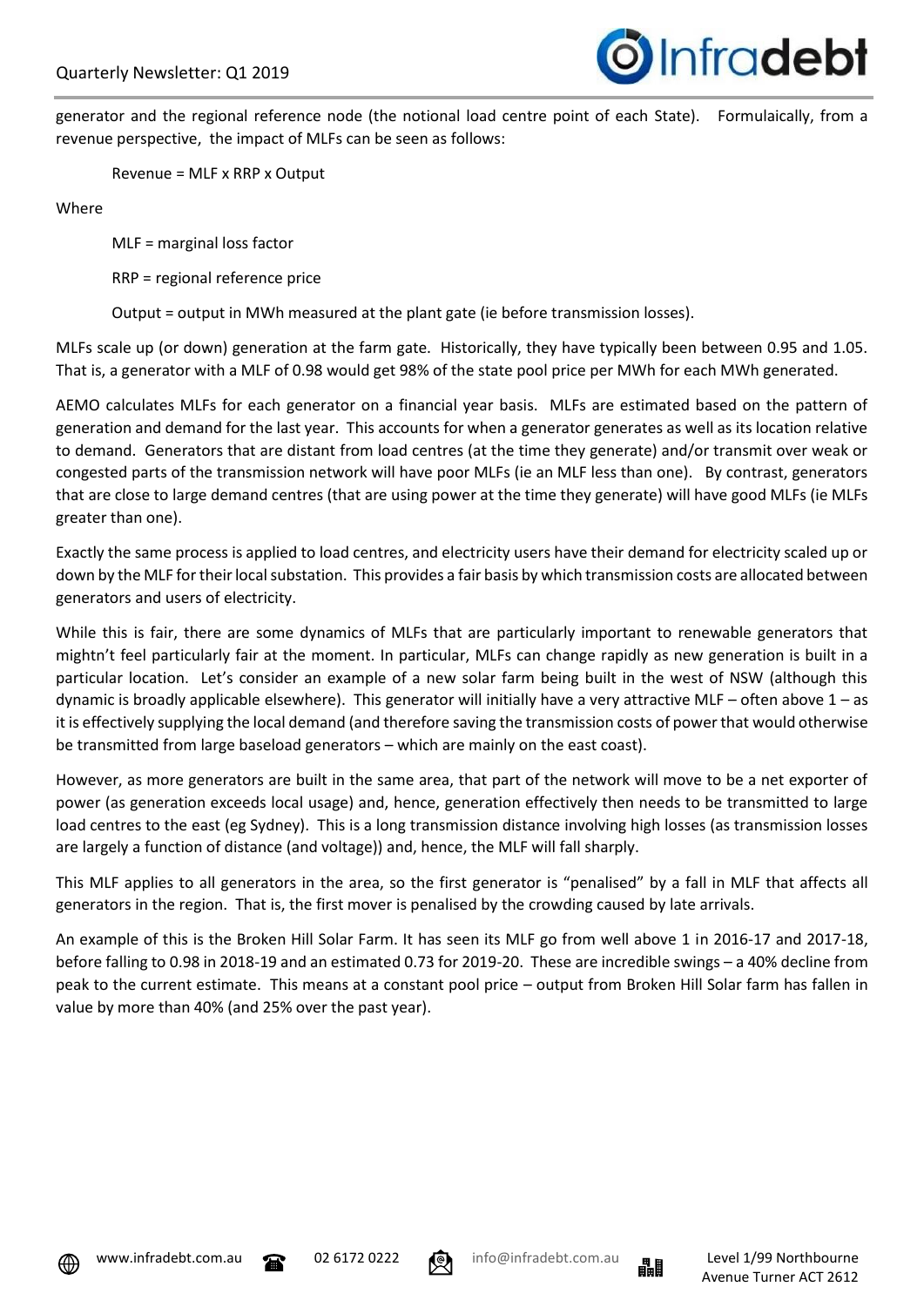generator and the regional reference node (the notional load centre point of each State). Formulaically, from a revenue perspective, the impact of MLFs can be seen as follows:

Revenue = MLF x RRP x Output

Where

MLF = marginal loss factor

RRP = regional reference price

Output = output in MWh measured at the plant gate (ie before transmission losses).

MLFs scale up (or down) generation at the farm gate. Historically, they have typically been between 0.95 and 1.05. That is, a generator with a MLF of 0.98 would get 98% of the state pool price per MWh for each MWh generated.

AEMO calculates MLFs for each generator on a financial year basis. MLFs are estimated based on the pattern of generation and demand for the last year. This accounts for when a generator generates as well as its location relative to demand. Generators that are distant from load centres (at the time they generate) and/or transmit over weak or congested parts of the transmission network will have poor MLFs (ie an MLF less than one). By contrast, generators that are close to large demand centres (that are using power at the time they generate) will have good MLFs (ie MLFs greater than one).

Exactly the same process is applied to load centres, and electricity users have their demand for electricity scaled up or down by the MLF for their local substation. This provides a fair basis by which transmission costs are allocated between generators and users of electricity.

While this is fair, there are some dynamics of MLFs that are particularly important to renewable generators that mightn't feel particularly fair at the moment. In particular, MLFs can change rapidly as new generation is built in a particular location. Let's consider an example of a new solar farm being built in the west of NSW (although this dynamic is broadly applicable elsewhere). This generator will initially have a very attractive MLF – often above 1 – as it is effectively supplying the local demand (and therefore saving the transmission costs of power that would otherwise be transmitted from large baseload generators – which are mainly on the east coast).

However, as more generators are built in the same area, that part of the network will move to be a net exporter of power (as generation exceeds local usage) and, hence, generation effectively then needs to be transmitted to large load centres to the east (eg Sydney). This is a long transmission distance involving high losses (as transmission losses are largely a function of distance (and voltage)) and, hence, the MLF will fall sharply.

This MLF applies to all generators in the area, so the first generator is "penalised" by a fall in MLF that affects all generators in the region. That is, the first mover is penalised by the crowding caused by late arrivals.

An example of this is the Broken Hill Solar Farm. It has seen its MLF go from well above 1 in 2016-17 and 2017-18, before falling to 0.98 in 2018-19 and an estimated 0.73 for 2019-20. These are incredible swings – a 40% decline from peak to the current estimate. This means at a constant pool price – output from Broken Hill Solar farm has fallen in value by more than 40% (and 25% over the past year).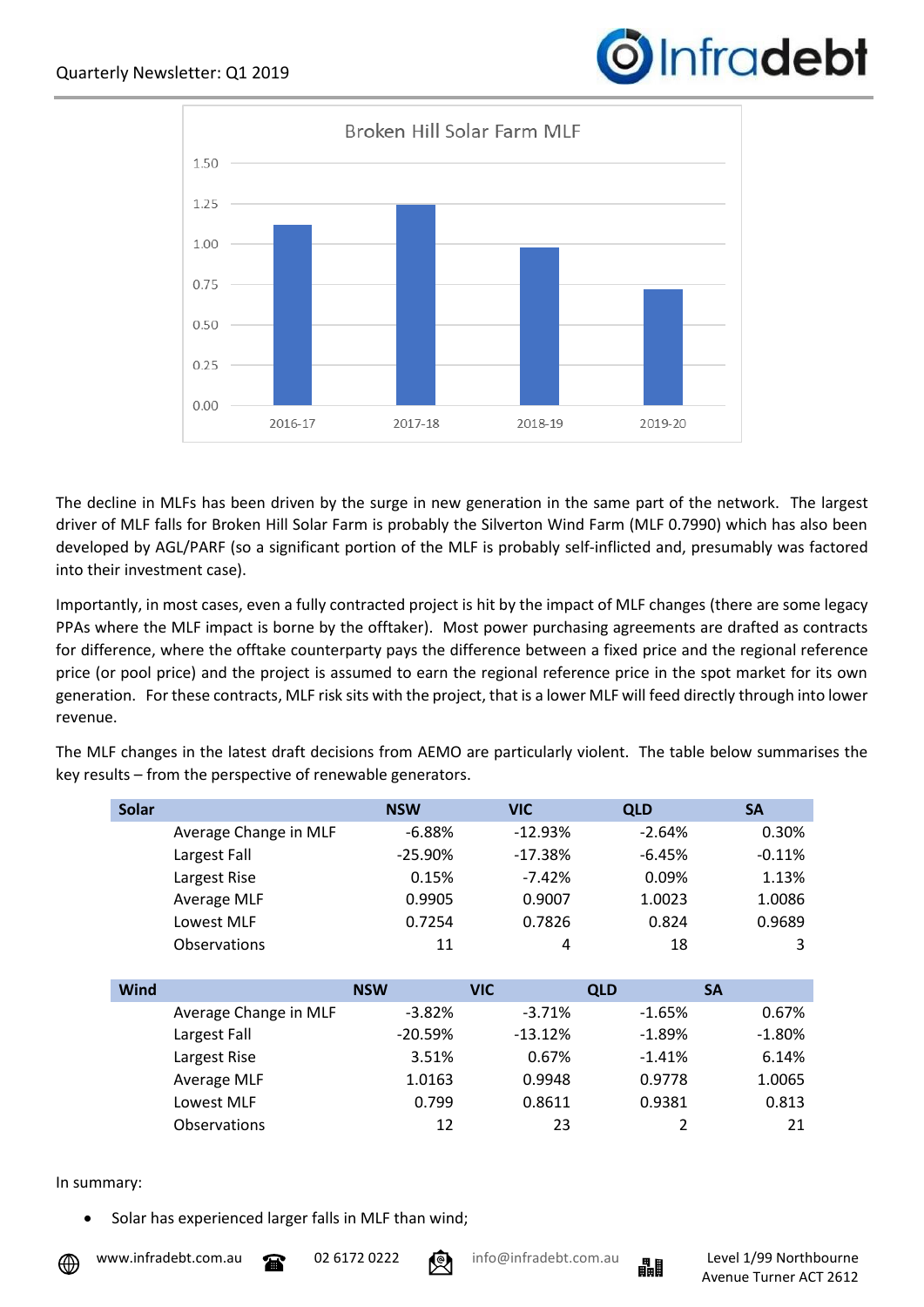The decline in MLFs has been driven by the surge in new generation in the same part of the network. The largest driver of MLF falls for Broken Hill Solar Farm is probably the Silverton Wind Farm (MLF 0.7990) which has also been developed by AGL/PARF (so a significant portion of the MLF is probably self-inflicted and, presumably was factored into their investment case).

Importantly, in most cases, even a fully contracted project is hit by the impact of MLF changes (there are some legacy PPAs where the MLF impact is borne by the offtaker). Most power purchasing agreements are drafted as contracts for difference, where the offtake counterparty pays the difference between a fixed price and the regional reference price (or pool price) and the project is assumed to earn the regional reference price in the spot market for its own generation. For these contracts, MLF risk sits with the project, that is a lower MLF will feed directly through into lower revenue.

The MLF changes in the latest draft decisions from AEMO are particularly violent. The table below summarises the key results – from the perspective of renewable generators.

| Solar | NSW | VIC | QLD | SA |
|---|---|---|---|---|
| Average Change in MLF | -6.88% | -12.93% | -2.64% | 0.30% |
| Largest Fall | -25.90% | -17.38% | -6.45% | -0.11% |
| Largest Rise | 0.15% | -7.42% | 0.09% | 1.13% |
| Average MLF | 0.9905 | 0.9007 | 1.0023 | 1.0086 |
| Lowest MLF | 0.7254 | 0.7826 | 0.824 | 0.9689 |
| Observations | 11 | 4 | 18 | 3 |

| Wind | NSW | VIC | QLD | SA |
|---|---|---|---|---|
| Average Change in MLF | -3.82% | -3.71% | -1.65% | 0.67% |
| Largest Fall | -20.59% | -13.12% | -1.89% | -1.80% |
| Largest Rise | 3.51% | 0.67% | -1.41% | 6.14% |
| Average MLF | 1.0163 | 0.9948 | 0.9778 | 1.0065 |
| Lowest MLF | 0.799 | 0.8611 | 0.9381 | 0.813 |
| Observations | 12 | 23 | 2 | 21 |

In summary:

- Solar has experienced larger falls in MLF than wind;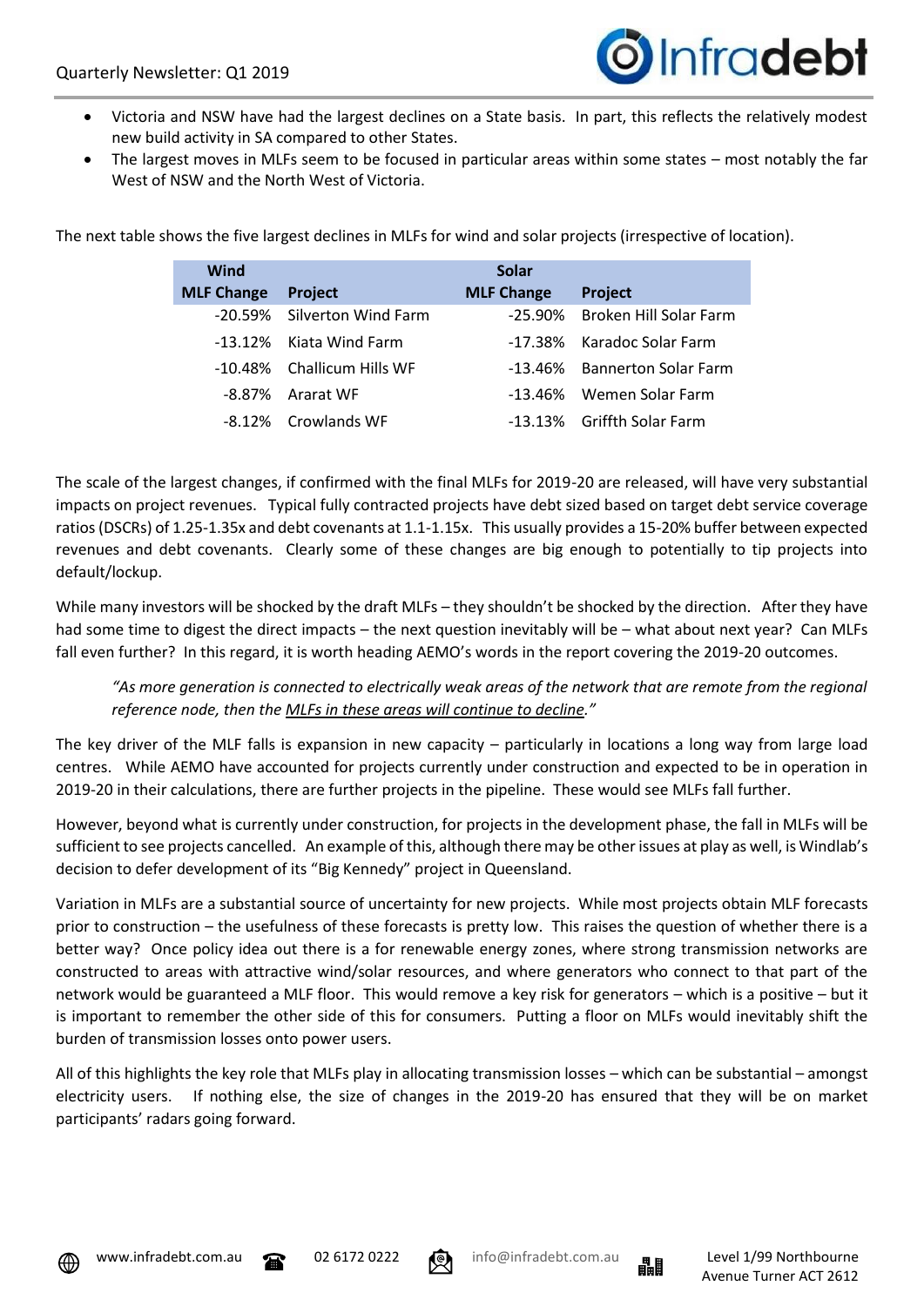- Victoria and NSW have had the largest declines on a State basis. In part, this reflects the relatively modest new build activity in SA compared to other States.
- The largest moves in MLFs seem to be focused in particular areas within some states – most notably the far West of NSW and the North West of Victoria.

The next table shows the five largest declines in MLFs for wind and solar projects (irrespective of location).

| Wind | | Solar | |
|---|---|---|---|
| **MLF Change** | **Project** | **MLF Change** | **Project** |
| -20.59% | Silverton Wind Farm | -25.90% | Broken Hill Solar Farm |
| -13.12% | Kiata Wind Farm | -17.38% | Karadoc Solar Farm |
| -10.48% | Challicum Hills WF | -13.46% | Bannerton Solar Farm |
| -8.87% | Ararat WF | -13.46% | Wemen Solar Farm |
| -8.12% | Crowlands WF | -13.13% | Griffth Solar Farm |

The scale of the largest changes, if confirmed with the final MLFs for 2019-20 are released, will have very substantial impacts on project revenues. Typical fully contracted projects have debt sized based on target debt service coverage ratios (DSCRs) of 1.25-1.35x and debt covenants at 1.1-1.15x. This usually provides a 15-20% buffer between expected revenues and debt covenants. Clearly some of these changes are big enough to potentially to tip projects into default/lockup.

While many investors will be shocked by the draft MLFs – they shouldn't be shocked by the direction. After they have had some time to digest the direct impacts – the next question inevitably will be – what about next year? Can MLFs fall even further? In this regard, it is worth heading AEMO's words in the report covering the 2019-20 outcomes.

> *"As more generation is connected to electrically weak areas of the network that are remote from the regional reference node, then the MLFs in these areas will continue to decline."*

The key driver of the MLF falls is expansion in new capacity – particularly in locations a long way from large load centres. While AEMO have accounted for projects currently under construction and expected to be in operation in 2019-20 in their calculations, there are further projects in the pipeline. These would see MLFs fall further.

However, beyond what is currently under construction, for projects in the development phase, the fall in MLFs will be sufficient to see projects cancelled. An example of this, although there may be other issues at play as well, is Windlab's decision to defer development of its "Big Kennedy" project in Queensland.

Variation in MLFs are a substantial source of uncertainty for new projects. While most projects obtain MLF forecasts prior to construction – the usefulness of these forecasts is pretty low. This raises the question of whether there is a better way? Once policy idea out there is a for renewable energy zones, where strong transmission networks are constructed to areas with attractive wind/solar resources, and where generators who connect to that part of the network would be guaranteed a MLF floor. This would remove a key risk for generators – which is a positive – but it is important to remember the other side of this for consumers. Putting a floor on MLFs would inevitably shift the burden of transmission losses onto power users.

All of this highlights the key role that MLFs play in allocating transmission losses – which can be substantial – amongst electricity users. If nothing else, the size of changes in the 2019-20 has ensured that they will be on market participants' radars going forward.